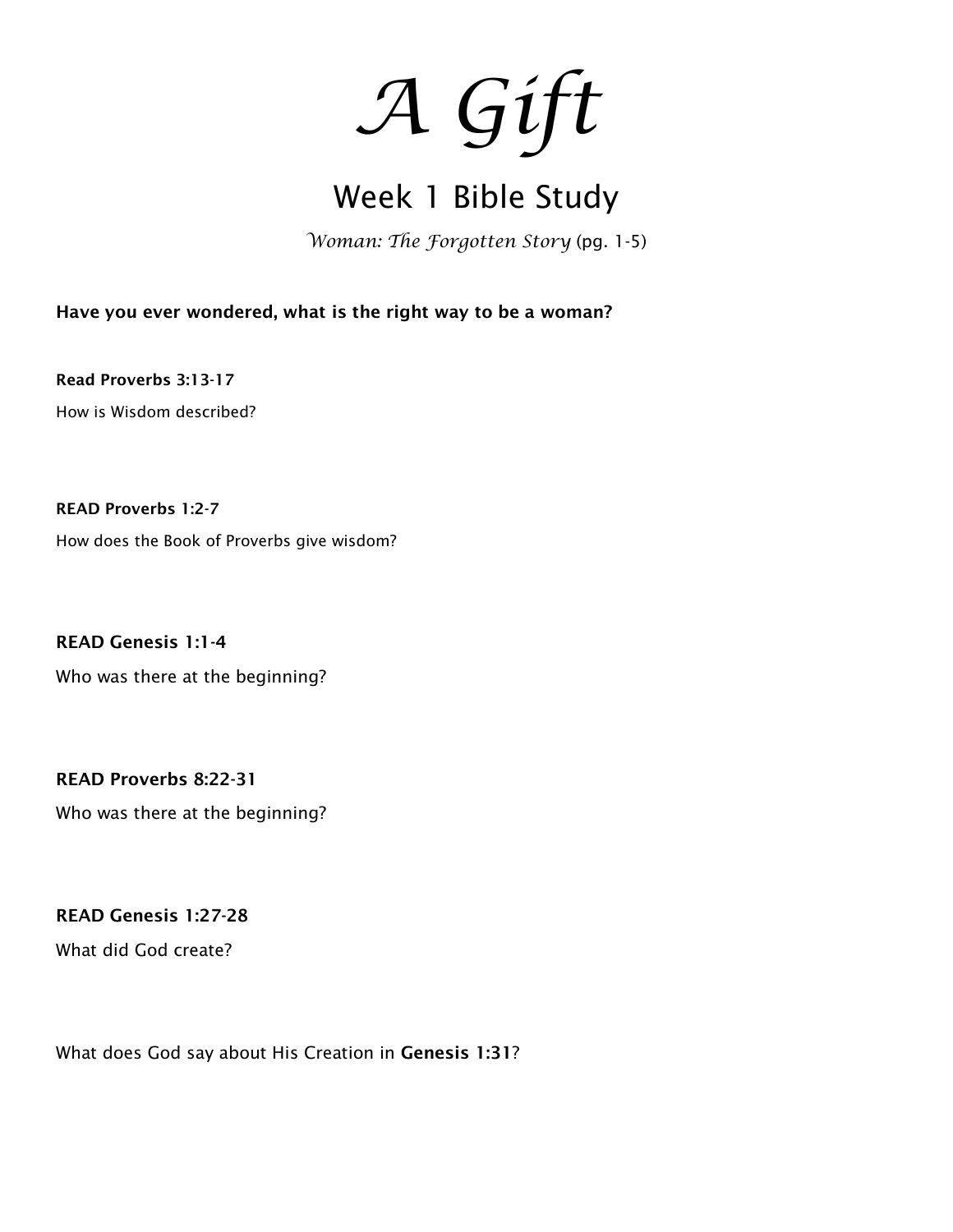# *A Gift*

## Week 1 Bible Study

*Woman: The Forgotten Story* (pg. 1-5)

**Have you ever wondered, what is the right way to be a woman?**

**Read Proverbs 3:13-17**

How is Wisdom described?

**READ Proverbs 1:2-7**

How does the Book of Proverbs give wisdom?

**READ Genesis 1:1-4**

Who was there at the beginning?

**READ Proverbs 8:22-31**

Who was there at the beginning?

**READ Genesis 1:27-28**

What did God create?

What does God say about His Creation in **Genesis 1:31**?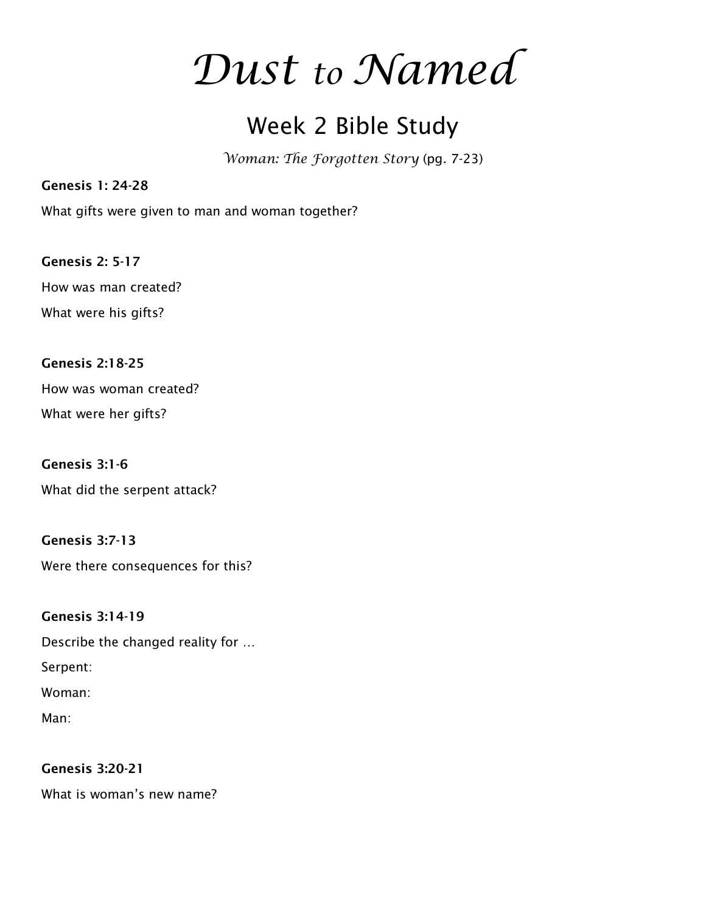# *Dust to Named*

## Week 2 Bible Study

*Woman: The Forgotten Story* (pg. 7-23)

**Genesis 1: 24-28**

What gifts were given to man and woman together?

**Genesis 2: 5-17**

How was man created?

What were his gifts?

**Genesis 2:18-25**

How was woman created?

What were her gifts?

**Genesis 3:1-6**

What did the serpent attack?

**Genesis 3:7-13**

Were there consequences for this?

**Genesis 3:14-19**

Describe the changed reality for …

Serpent:

Woman:

Man:

**Genesis 3:20-21**

What is woman's new name?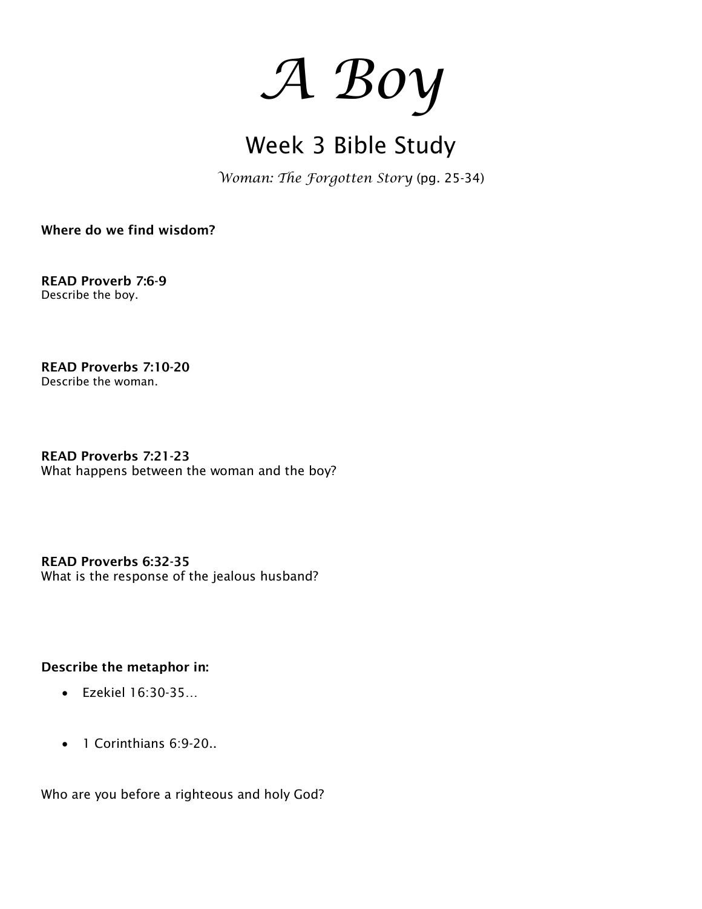# *A Boy*

## Week 3 Bible Study

*Woman: The Forgotten Story* (pg. 25-34)

**Where do we find wisdom?**

**READ Proverb 7:6-9**
Describe the boy.

**READ Proverbs 7:10-20**
Describe the woman.

**READ Proverbs 7:21-23**
What happens between the woman and the boy?

**READ Proverbs 6:32-35**
What is the response of the jealous husband?

**Describe the metaphor in:**

- Ezekiel 16:30-35…
- 1 Corinthians 6:9-20..

Who are you before a righteous and holy God?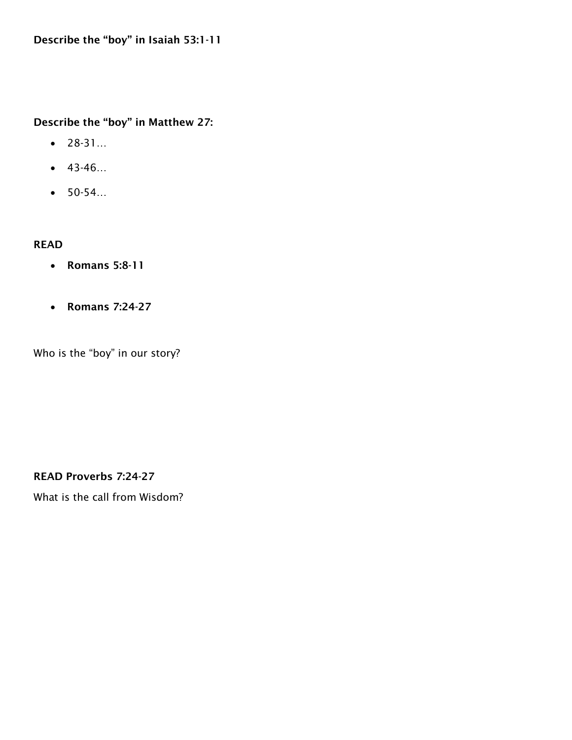**Describe the "boy" in Isaiah 53:1-11**

**Describe the "boy" in Matthew 27:**

- 28-31…
- 43-46…
- 50-54…

**READ**

- **Romans 5:8-11**
- **Romans 7:24-27**

Who is the "boy" in our story?

**READ Proverbs 7:24-27**

What is the call from Wisdom?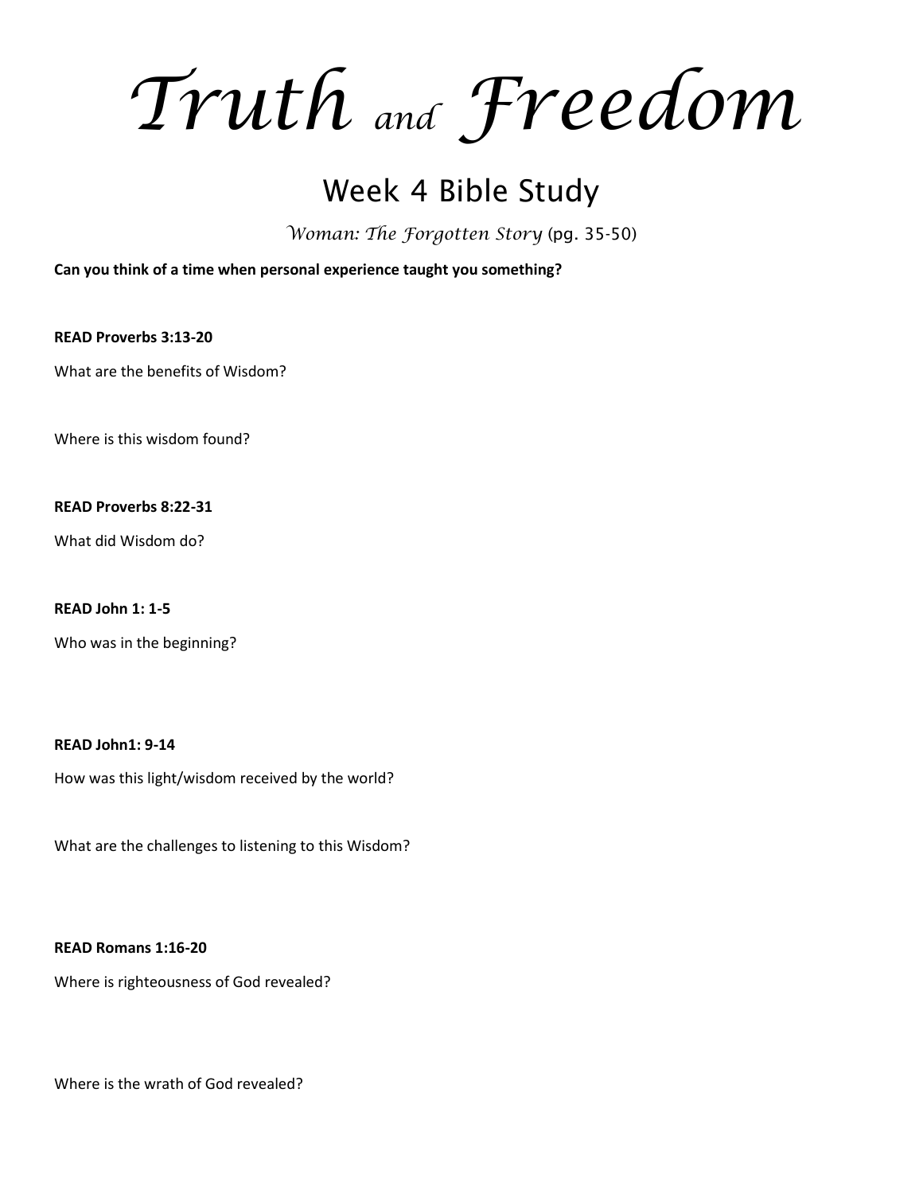# *Truth and Freedom*

## Week 4 Bible Study

*Woman: The Forgotten Story* (pg. 35-50)

**Can you think of a time when personal experience taught you something?**

**READ Proverbs 3:13-20**

What are the benefits of Wisdom?

Where is this wisdom found?

**READ Proverbs 8:22-31**

What did Wisdom do?

**READ John 1: 1-5**

Who was in the beginning?

**READ John1: 9-14**

How was this light/wisdom received by the world?

What are the challenges to listening to this Wisdom?

**READ Romans 1:16-20**

Where is righteousness of God revealed?

Where is the wrath of God revealed?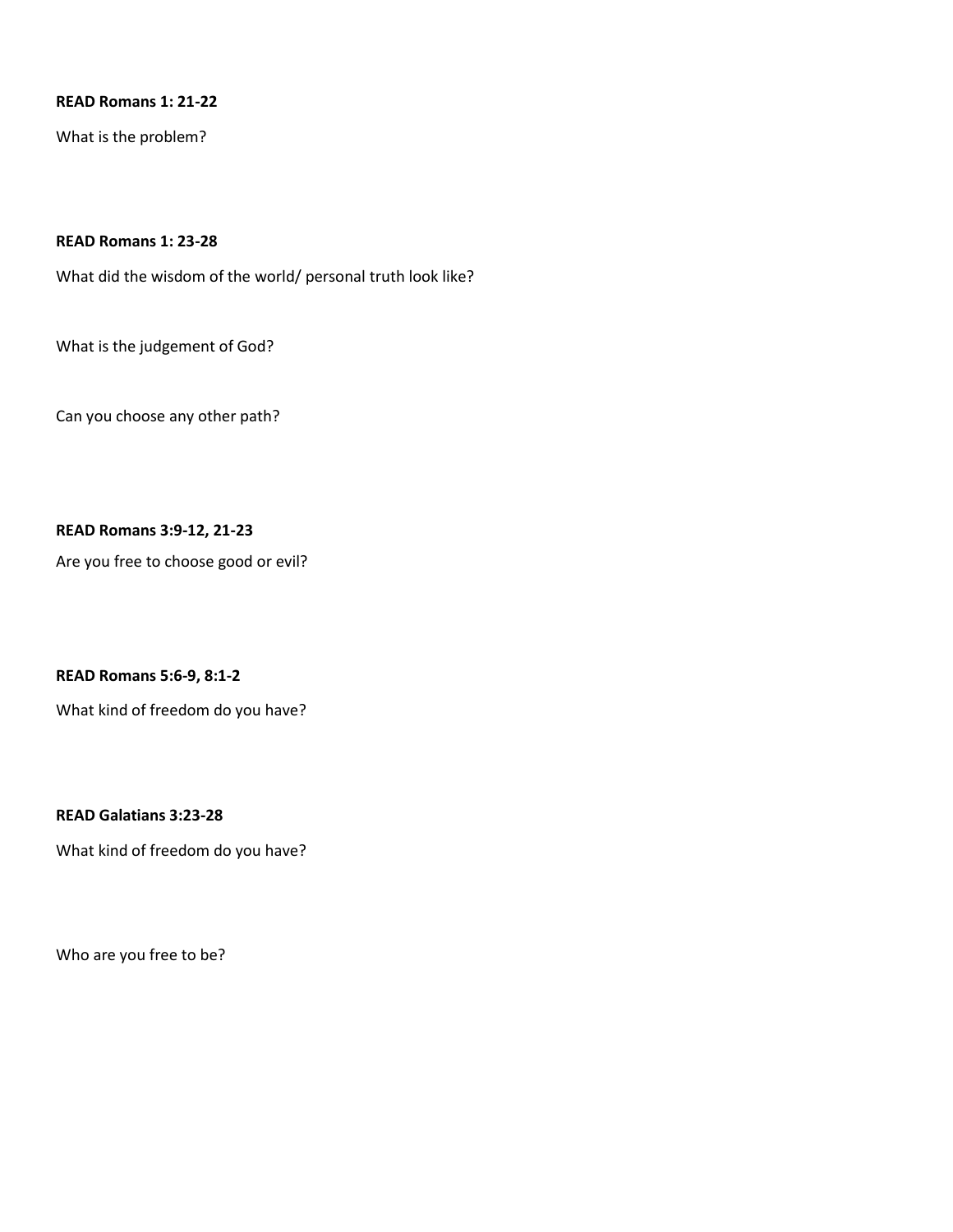**READ Romans 1: 21-22**

What is the problem?

**READ Romans 1: 23-28**

What did the wisdom of the world/ personal truth look like?

What is the judgement of God?

Can you choose any other path?

**READ Romans 3:9-12, 21-23**

Are you free to choose good or evil?

**READ Romans 5:6-9, 8:1-2**

What kind of freedom do you have?

**READ Galatians 3:23-28**

What kind of freedom do you have?

Who are you free to be?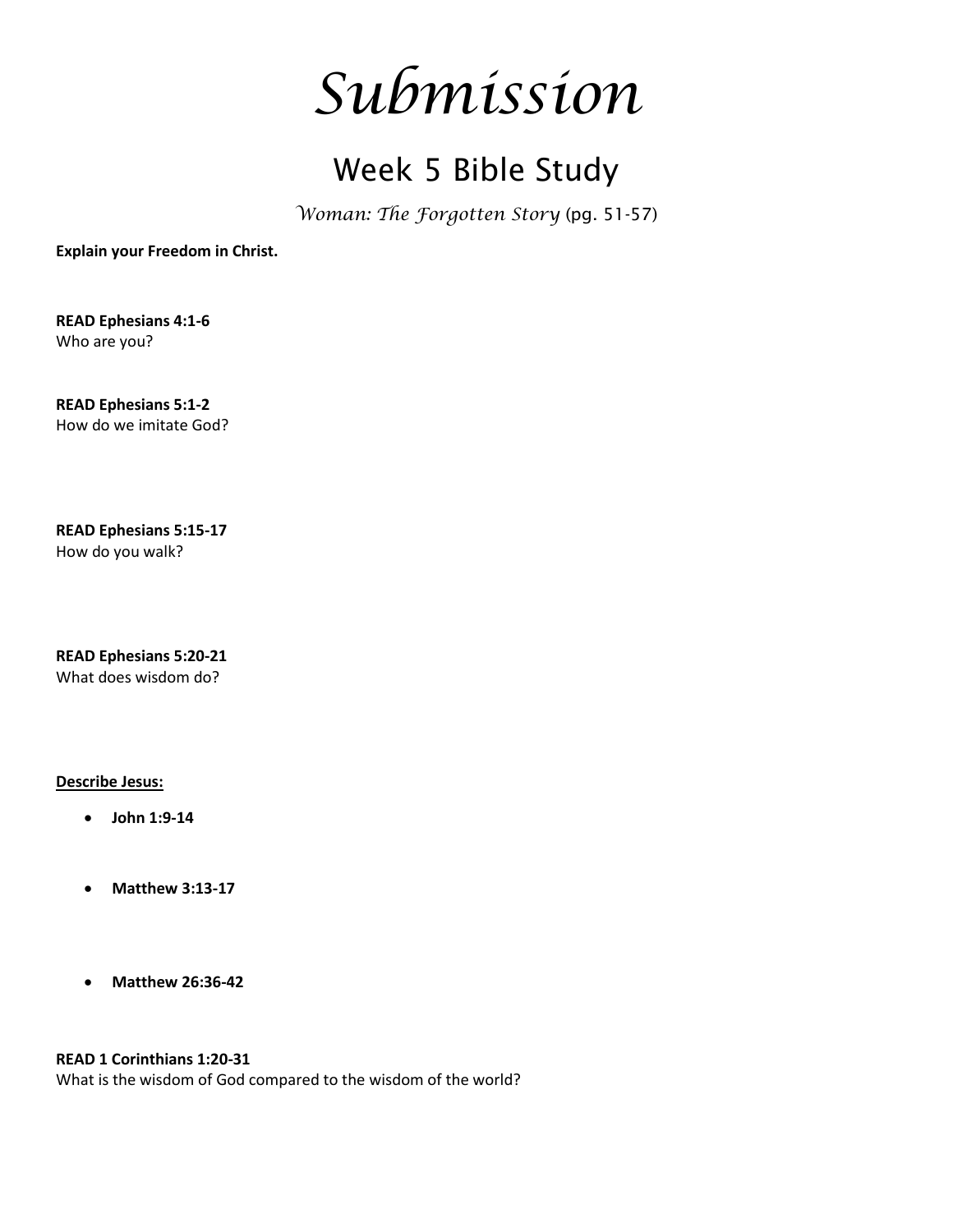# *Submission*

## Week 5 Bible Study

*Woman: The Forgotten Story* (pg. 51-57)

**Explain your Freedom in Christ.**

**READ Ephesians 4:1-6**
Who are you?

**READ Ephesians 5:1-2**
How do we imitate God?

**READ Ephesians 5:15-17**
How do you walk?

**READ Ephesians 5:20-21**
What does wisdom do?

**<u>Describe Jesus:</u>**

- **John 1:9-14**
- **Matthew 3:13-17**
- **Matthew 26:36-42**

**READ 1 Corinthians 1:20-31**
What is the wisdom of God compared to the wisdom of the world?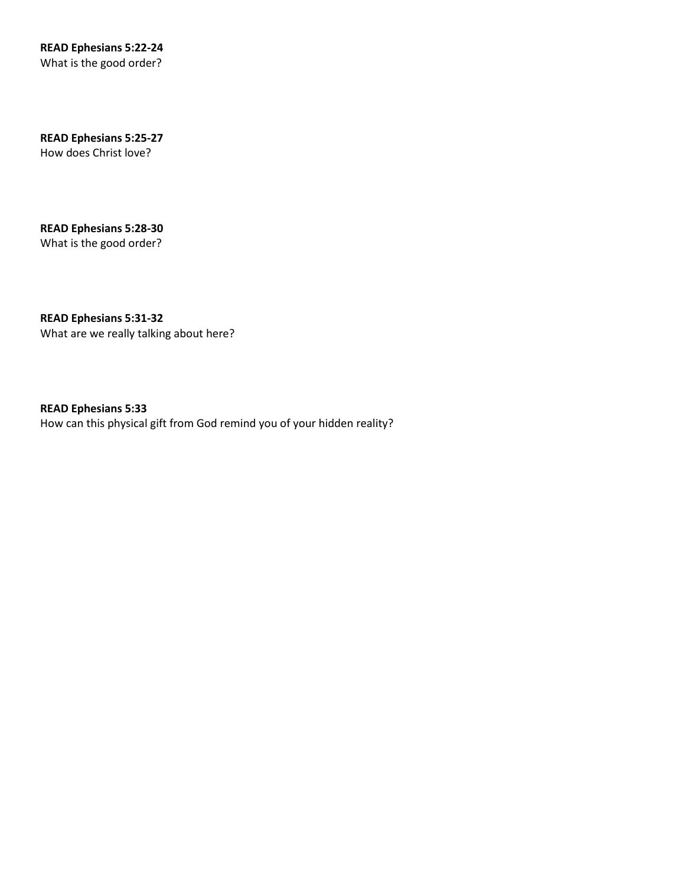**READ Ephesians 5:22-24**
What is the good order?

**READ Ephesians 5:25-27**
How does Christ love?

**READ Ephesians 5:28-30**
What is the good order?

**READ Ephesians 5:31-32**
What are we really talking about here?

**READ Ephesians 5:33**
How can this physical gift from God remind you of your hidden reality?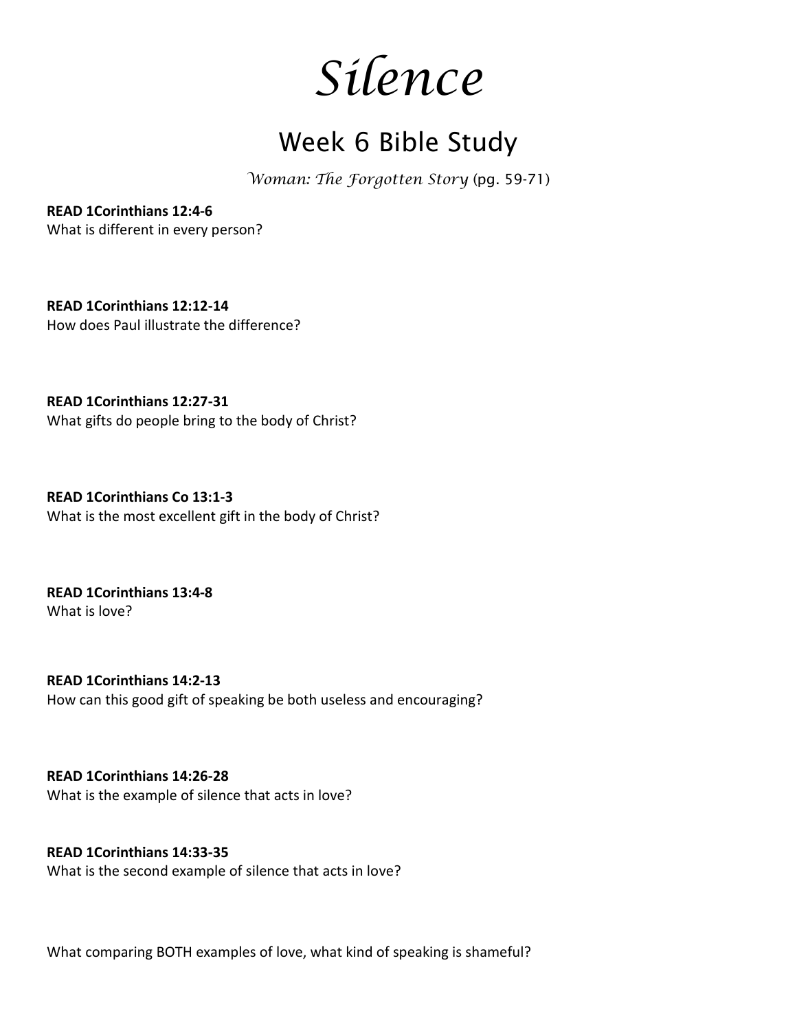# *Silence*

## Week 6 Bible Study

*Woman: The Forgotten Story* (pg. 59-71)

**READ 1Corinthians 12:4-6**
What is different in every person?

**READ 1Corinthians 12:12-14**
How does Paul illustrate the difference?

**READ 1Corinthians 12:27-31**
What gifts do people bring to the body of Christ?

**READ 1Corinthians Co 13:1-3**
What is the most excellent gift in the body of Christ?

**READ 1Corinthians 13:4-8**
What is love?

**READ 1Corinthians 14:2-13**
How can this good gift of speaking be both useless and encouraging?

**READ 1Corinthians 14:26-28**
What is the example of silence that acts in love?

**READ 1Corinthians 14:33-35**
What is the second example of silence that acts in love?

What comparing BOTH examples of love, what kind of speaking is shameful?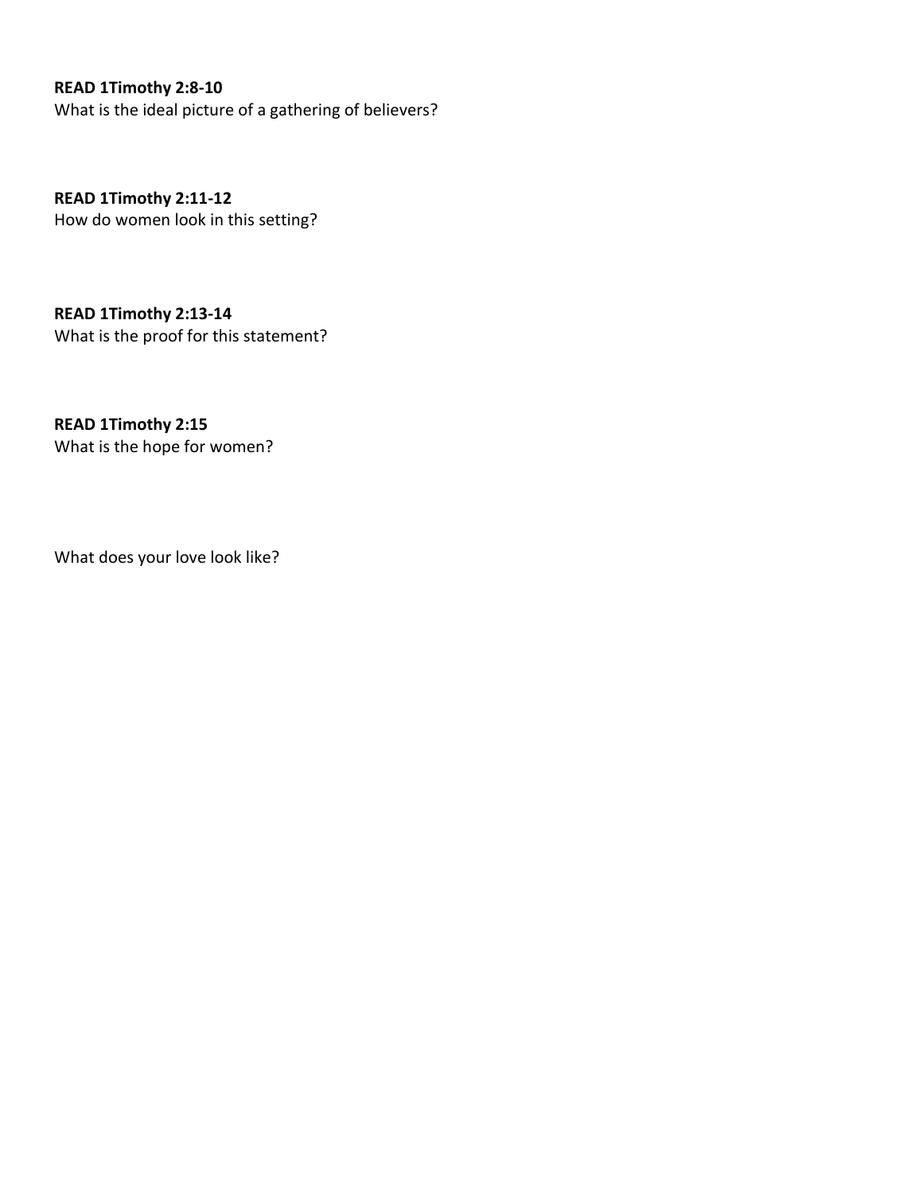**READ 1Timothy 2:8-10**
What is the ideal picture of a gathering of believers?

**READ 1Timothy 2:11-12**
How do women look in this setting?

**READ 1Timothy 2:13-14**
What is the proof for this statement?

**READ 1Timothy 2:15**
What is the hope for women?

What does your love look like?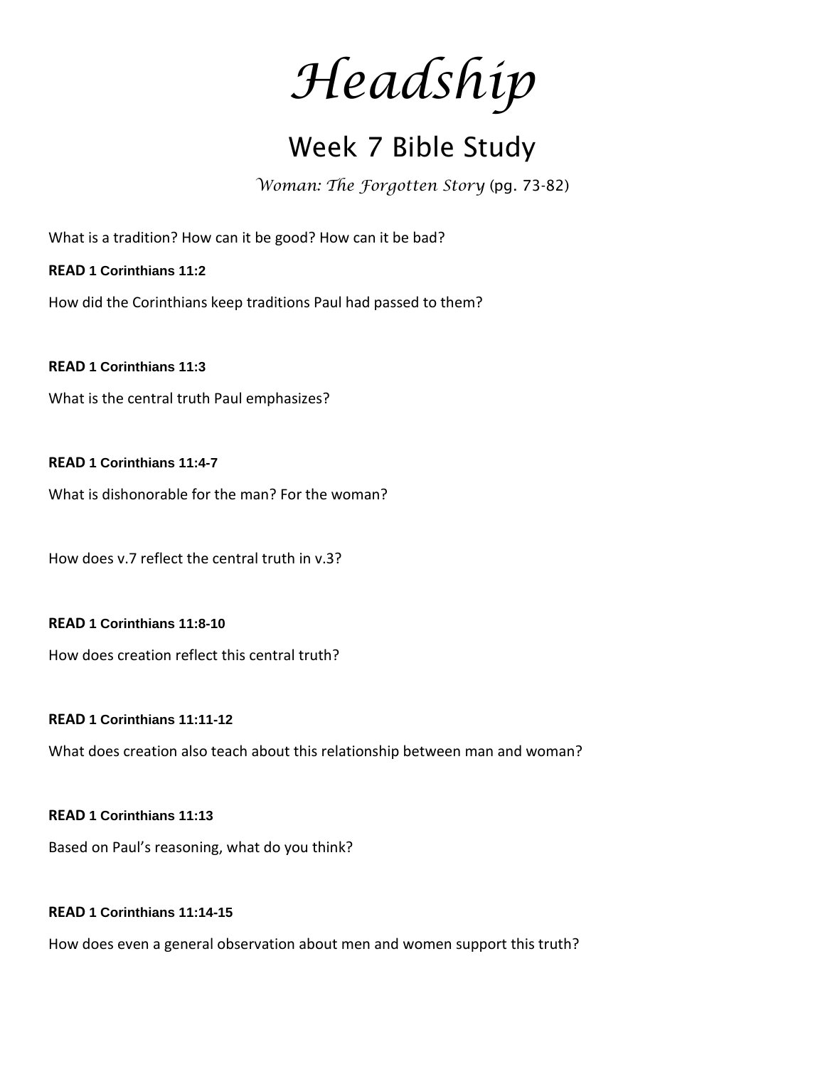# *Headship*

## Week 7 Bible Study

*Woman: The Forgotten Story* (pg. 73-82)

What is a tradition? How can it be good? How can it be bad?

**READ 1 Corinthians 11:2**

How did the Corinthians keep traditions Paul had passed to them?

**READ 1 Corinthians 11:3**

What is the central truth Paul emphasizes?

**READ 1 Corinthians 11:4-7**

What is dishonorable for the man? For the woman?

How does v.7 reflect the central truth in v.3?

**READ 1 Corinthians 11:8-10**

How does creation reflect this central truth?

**READ 1 Corinthians 11:11-12**

What does creation also teach about this relationship between man and woman?

**READ 1 Corinthians 11:13**

Based on Paul's reasoning, what do you think?

**READ 1 Corinthians 11:14-15**

How does even a general observation about men and women support this truth?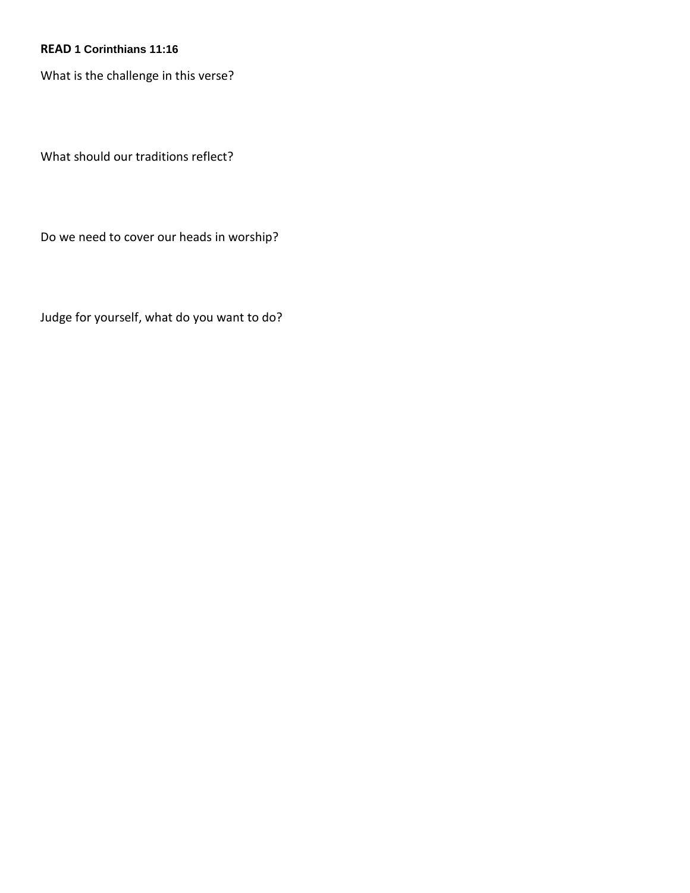**READ 1 Corinthians 11:16**

What is the challenge in this verse?

What should our traditions reflect?

Do we need to cover our heads in worship?

Judge for yourself, what do you want to do?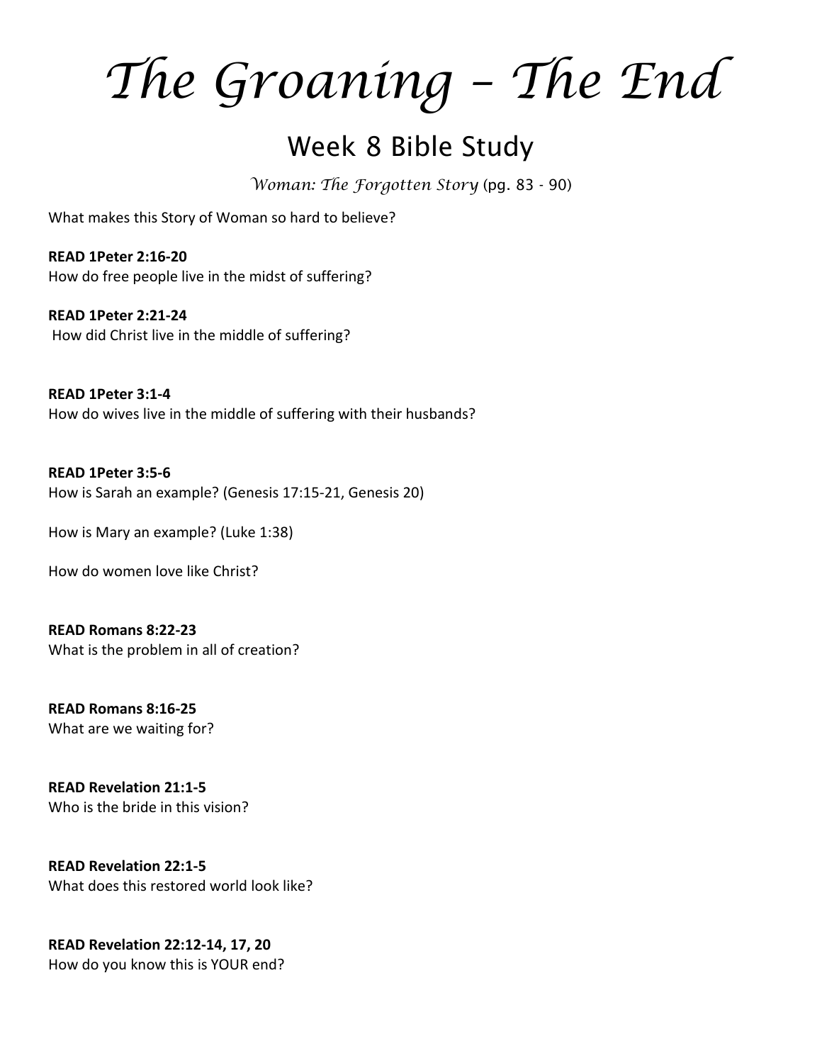# *The Groaning – The End*

## Week 8 Bible Study

*Woman: The Forgotten Story* (pg. 83 - 90)

What makes this Story of Woman so hard to believe?

**READ 1Peter 2:16-20**
How do free people live in the midst of suffering?

**READ 1Peter 2:21-24**
How did Christ live in the middle of suffering?

**READ 1Peter 3:1-4**
How do wives live in the middle of suffering with their husbands?

**READ 1Peter 3:5-6**
How is Sarah an example? (Genesis 17:15-21, Genesis 20)

How is Mary an example? (Luke 1:38)

How do women love like Christ?

**READ Romans 8:22-23**
What is the problem in all of creation?

**READ Romans 8:16-25**
What are we waiting for?

**READ Revelation 21:1-5**
Who is the bride in this vision?

**READ Revelation 22:1-5**
What does this restored world look like?

**READ Revelation 22:12-14, 17, 20**
How do you know this is YOUR end?